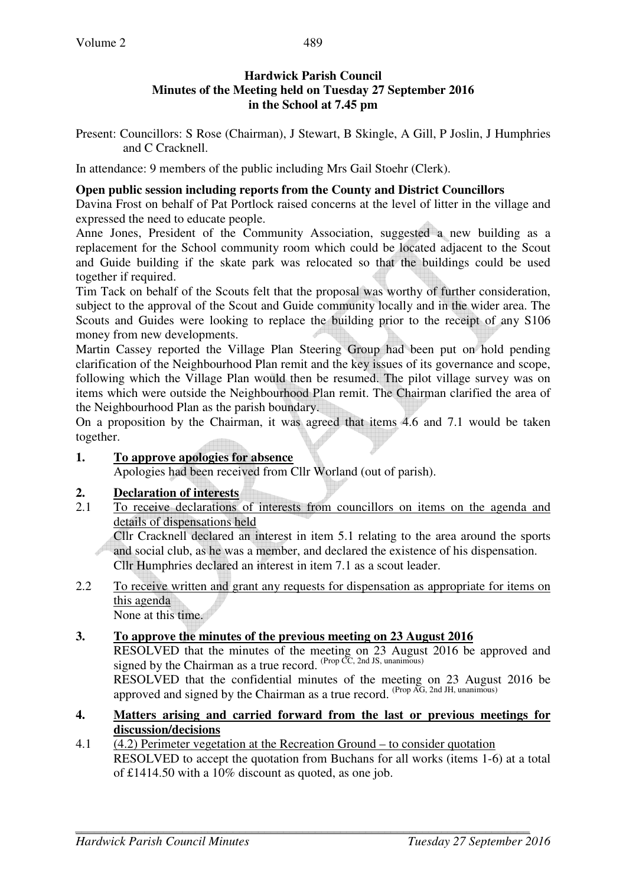**Hardwick Parish Council**
**Minutes of the Meeting held on Tuesday 27 September 2016**
**in the School at 7.45 pm**

Present: Councillors: S Rose (Chairman), J Stewart, B Skingle, A Gill, P Joslin, J Humphries and C Cracknell.

In attendance: 9 members of the public including Mrs Gail Stoehr (Clerk).

**Open public session including reports from the County and District Councillors**

Davina Frost on behalf of Pat Portlock raised concerns at the level of litter in the village and expressed the need to educate people.

Anne Jones, President of the Community Association, suggested a new building as a replacement for the School community room which could be located adjacent to the Scout and Guide building if the skate park was relocated so that the buildings could be used together if required.

Tim Tack on behalf of the Scouts felt that the proposal was worthy of further consideration, subject to the approval of the Scout and Guide community locally and in the wider area. The Scouts and Guides were looking to replace the building prior to the receipt of any S106 money from new developments.

Martin Cassey reported the Village Plan Steering Group had been put on hold pending clarification of the Neighbourhood Plan remit and the key issues of its governance and scope, following which the Village Plan would then be resumed. The pilot village survey was on items which were outside the Neighbourhood Plan remit. The Chairman clarified the area of the Neighbourhood Plan as the parish boundary.

On a proposition by the Chairman, it was agreed that items 4.6 and 7.1 would be taken together.

**1. <u>To approve apologies for absence</u>**

Apologies had been received from Cllr Worland (out of parish).

**2. <u>Declaration of interests</u>**

2.1 <u>To receive declarations of interests from councillors on items on the agenda and details of dispensations held</u>

Cllr Cracknell declared an interest in item 5.1 relating to the area around the sports and social club, as he was a member, and declared the existence of his dispensation.

Cllr Humphries declared an interest in item 7.1 as a scout leader.

2.2 <u>To receive written and grant any requests for dispensation as appropriate for items on this agenda</u>

None at this time.

**3. <u>To approve the minutes of the previous meeting on 23 August 2016</u>**

RESOLVED that the minutes of the meeting on 23 August 2016 be approved and signed by the Chairman as a true record. (Prop CC, 2nd JS, unanimous)

RESOLVED that the confidential minutes of the meeting on 23 August 2016 be approved and signed by the Chairman as a true record. (Prop AG, 2nd JH, unanimous)

**4. <u>Matters arising and carried forward from the last or previous meetings for discussion/decisions</u>**

4.1 <u>(4.2) Perimeter vegetation at the Recreation Ground – to consider quotation</u>

RESOLVED to accept the quotation from Buchans for all works (items 1-6) at a total of £1414.50 with a 10% discount as quoted, as one job.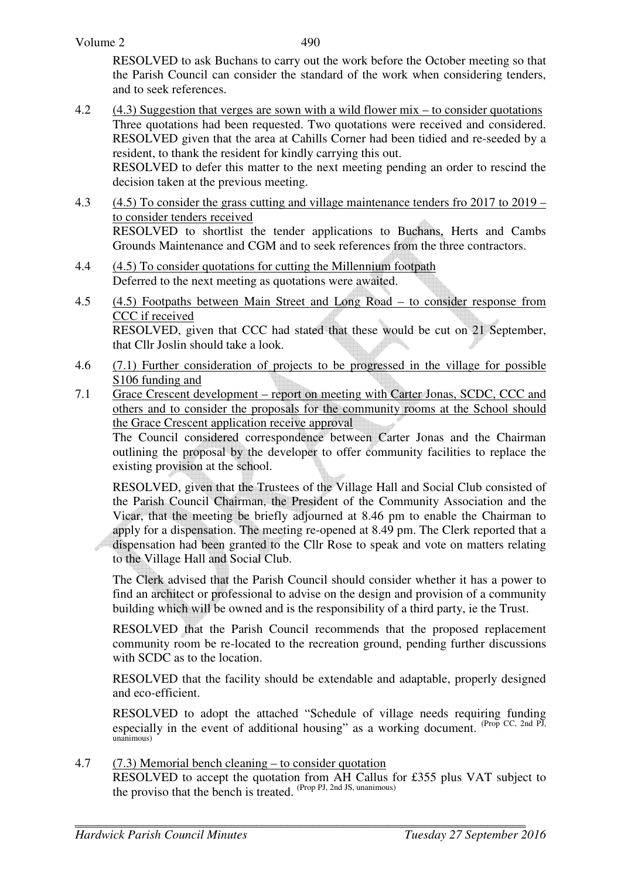RESOLVED to ask Buchans to carry out the work before the October meeting so that the Parish Council can consider the standard of the work when considering tenders, and to seek references.

4.2 <u>(4.3) Suggestion that verges are sown with a wild flower mix – to consider quotations</u>
Three quotations had been requested. Two quotations were received and considered.
RESOLVED given that the area at Cahills Corner had been tidied and re-seeded by a resident, to thank the resident for kindly carrying this out.
RESOLVED to defer this matter to the next meeting pending an order to rescind the decision taken at the previous meeting.

4.3 <u>(4.5) To consider the grass cutting and village maintenance tenders fro 2017 to 2019 – to consider tenders received</u>
RESOLVED to shortlist the tender applications to Buchans, Herts and Cambs Grounds Maintenance and CGM and to seek references from the three contractors.

4.4 <u>(4.5) To consider quotations for cutting the Millennium footpath</u>
Deferred to the next meeting as quotations were awaited.

4.5 <u>(4.5) Footpaths between Main Street and Long Road – to consider response from CCC if received</u>
RESOLVED, given that CCC had stated that these would be cut on 21 September, that Cllr Joslin should take a look.

4.6 <u>(7.1) Further consideration of projects to be progressed in the village for possible S106 funding and</u>

7.1 <u>Grace Crescent development – report on meeting with Carter Jonas, SCDC, CCC and others and to consider the proposals for the community rooms at the School should the Grace Crescent application receive approval</u>
The Council considered correspondence between Carter Jonas and the Chairman outlining the proposal by the developer to offer community facilities to replace the existing provision at the school.

RESOLVED, given that the Trustees of the Village Hall and Social Club consisted of the Parish Council Chairman, the President of the Community Association and the Vicar, that the meeting be briefly adjourned at 8.46 pm to enable the Chairman to apply for a dispensation. The meeting re-opened at 8.49 pm. The Clerk reported that a dispensation had been granted to the Cllr Rose to speak and vote on matters relating to the Village Hall and Social Club.

The Clerk advised that the Parish Council should consider whether it has a power to find an architect or professional to advise on the design and provision of a community building which will be owned and is the responsibility of a third party, ie the Trust.

RESOLVED that the Parish Council recommends that the proposed replacement community room be re-located to the recreation ground, pending further discussions with SCDC as to the location.

RESOLVED that the facility should be extendable and adaptable, properly designed and eco-efficient.

RESOLVED to adopt the attached "Schedule of village needs requiring funding especially in the event of additional housing" as a working document. (Prop CC, 2nd PJ, unanimous)

4.7 <u>(7.3) Memorial bench cleaning – to consider quotation</u>
RESOLVED to accept the quotation from AH Callus for £355 plus VAT subject to the proviso that the bench is treated. (Prop PJ, 2nd JS, unanimous)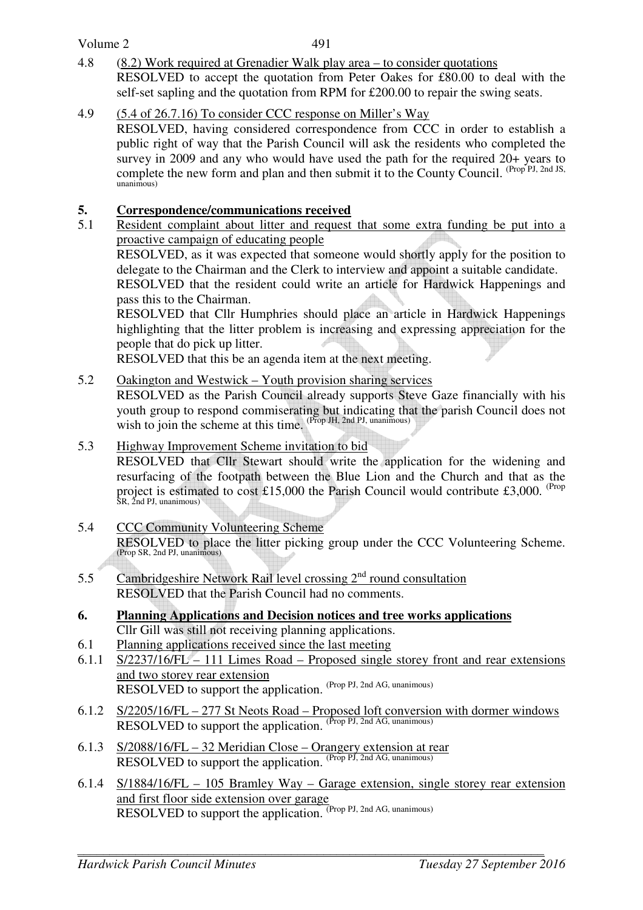4.8 (8.2) Work required at Grenadier Walk play area – to consider quotations
RESOLVED to accept the quotation from Peter Oakes for £80.00 to deal with the self-set sapling and the quotation from RPM for £200.00 to repair the swing seats.

4.9 (5.4 of 26.7.16) To consider CCC response on Miller's Way
RESOLVED, having considered correspondence from CCC in order to establish a public right of way that the Parish Council will ask the residents who completed the survey in 2009 and any who would have used the path for the required 20+ years to complete the new form and plan and then submit it to the County Council. (Prop PJ, 2nd JS, unanimous)

## 5. Correspondence/communications received

5.1 Resident complaint about litter and request that some extra funding be put into a proactive campaign of educating people
RESOLVED, as it was expected that someone would shortly apply for the position to delegate to the Chairman and the Clerk to interview and appoint a suitable candidate.
RESOLVED that the resident could write an article for Hardwick Happenings and pass this to the Chairman.
RESOLVED that Cllr Humphries should place an article in Hardwick Happenings highlighting that the litter problem is increasing and expressing appreciation for the people that do pick up litter.
RESOLVED that this be an agenda item at the next meeting.

5.2 Oakington and Westwick – Youth provision sharing services
RESOLVED as the Parish Council already supports Steve Gaze financially with his youth group to respond commiserating but indicating that the parish Council does not wish to join the scheme at this time. (Prop JH, 2nd PJ, unanimous)

5.3 Highway Improvement Scheme invitation to bid
RESOLVED that Cllr Stewart should write the application for the widening and resurfacing of the footpath between the Blue Lion and the Church and that as the project is estimated to cost £15,000 the Parish Council would contribute £3,000. (Prop SR, 2nd PJ, unanimous)

5.4 CCC Community Volunteering Scheme
RESOLVED to place the litter picking group under the CCC Volunteering Scheme. (Prop SR, 2nd PJ, unanimous)

5.5 Cambridgeshire Network Rail level crossing 2nd round consultation
RESOLVED that the Parish Council had no comments.

## 6. Planning Applications and Decision notices and tree works applications

Cllr Gill was still not receiving planning applications.

6.1 Planning applications received since the last meeting

6.1.1 S/2237/16/FL – 111 Limes Road – Proposed single storey front and rear extensions and two storey rear extension
RESOLVED to support the application. (Prop PJ, 2nd AG, unanimous)

6.1.2 S/2205/16/FL – 277 St Neots Road – Proposed loft conversion with dormer windows
RESOLVED to support the application. (Prop PJ, 2nd AG, unanimous)

6.1.3 S/2088/16/FL – 32 Meridian Close – Orangery extension at rear
RESOLVED to support the application. (Prop PJ, 2nd AG, unanimous)

6.1.4 S/1884/16/FL – 105 Bramley Way – Garage extension, single storey rear extension and first floor side extension over garage
RESOLVED to support the application. (Prop PJ, 2nd AG, unanimous)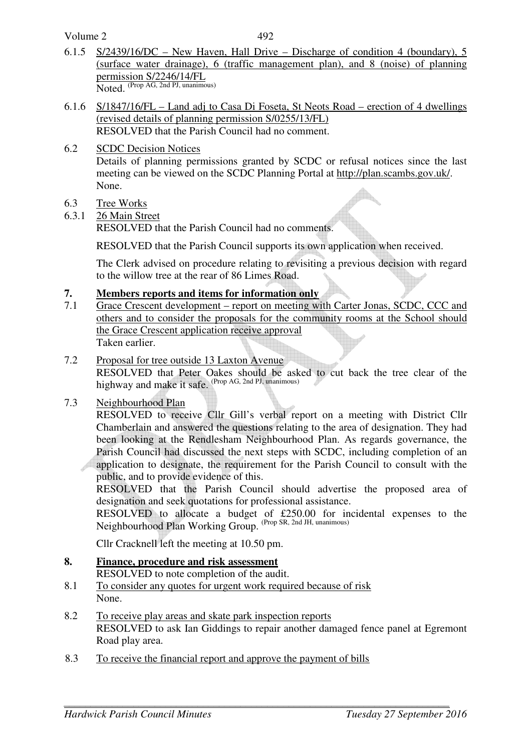6.1.5 S/2439/16/DC – New Haven, Hall Drive – Discharge of condition 4 (boundary), 5 (surface water drainage), 6 (traffic management plan), and 8 (noise) of planning permission S/2246/14/FL

Noted. (Prop AG, 2nd PJ, unanimous)

6.1.6 S/1847/16/FL – Land adj to Casa Di Foseta, St Neots Road – erection of 4 dwellings (revised details of planning permission S/0255/13/FL)

RESOLVED that the Parish Council had no comment.

6.2 SCDC Decision Notices

Details of planning permissions granted by SCDC or refusal notices since the last meeting can be viewed on the SCDC Planning Portal at http://plan.scambs.gov.uk/. None.

6.3 Tree Works

6.3.1 26 Main Street

RESOLVED that the Parish Council had no comments.

RESOLVED that the Parish Council supports its own application when received.

The Clerk advised on procedure relating to revisiting a previous decision with regard to the willow tree at the rear of 86 Limes Road.

## 7. Members reports and items for information only

7.1 Grace Crescent development – report on meeting with Carter Jonas, SCDC, CCC and others and to consider the proposals for the community rooms at the School should the Grace Crescent application receive approval

Taken earlier.

7.2 Proposal for tree outside 13 Laxton Avenue

RESOLVED that Peter Oakes should be asked to cut back the tree clear of the highway and make it safe. (Prop AG, 2nd PJ, unanimous)

7.3 Neighbourhood Plan

RESOLVED to receive Cllr Gill's verbal report on a meeting with District Cllr Chamberlain and answered the questions relating to the area of designation. They had been looking at the Rendlesham Neighbourhood Plan. As regards governance, the Parish Council had discussed the next steps with SCDC, including completion of an application to designate, the requirement for the Parish Council to consult with the public, and to provide evidence of this.

RESOLVED that the Parish Council should advertise the proposed area of designation and seek quotations for professional assistance.

RESOLVED to allocate a budget of £250.00 for incidental expenses to the Neighbourhood Plan Working Group. (Prop SR, 2nd JH, unanimous)

Cllr Cracknell left the meeting at 10.50 pm.

## 8. Finance, procedure and risk assessment

RESOLVED to note completion of the audit.

8.1 To consider any quotes for urgent work required because of risk

None.

8.2 To receive play areas and skate park inspection reports

RESOLVED to ask Ian Giddings to repair another damaged fence panel at Egremont Road play area.

8.3 To receive the financial report and approve the payment of bills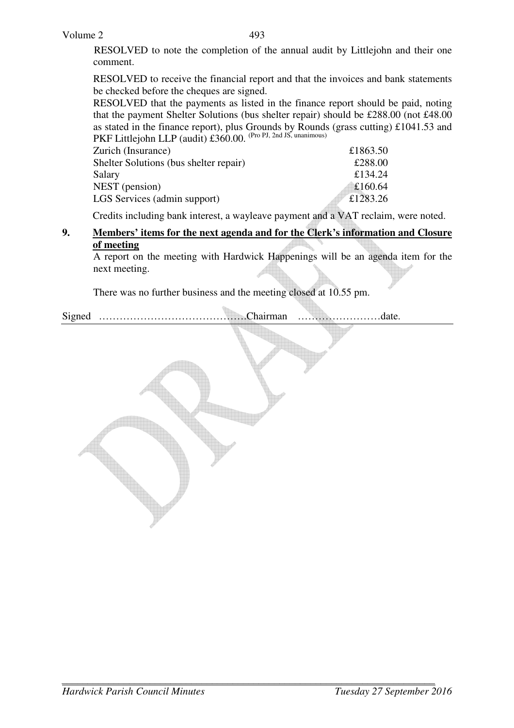RESOLVED to note the completion of the annual audit by Littlejohn and their one comment.

RESOLVED to receive the financial report and that the invoices and bank statements be checked before the cheques are signed.

RESOLVED that the payments as listed in the finance report should be paid, noting that the payment Shelter Solutions (bus shelter repair) should be £288.00 (not £48.00 as stated in the finance report), plus Grounds by Rounds (grass cutting) £1041.53 and PKF Littlejohn LLP (audit) £360.00. (Pro PJ, 2nd JS, unanimous)

| | |
|---|---|
| Zurich (Insurance) | £1863.50 |
| Shelter Solutions (bus shelter repair) | £288.00 |
| Salary | £134.24 |
| NEST (pension) | £160.64 |
| LGS Services (admin support) | £1283.26 |

Credits including bank interest, a wayleave payment and a VAT reclaim, were noted.

## 9. Members' items for the next agenda and for the Clerk's information and Closure of meeting

A report on the meeting with Hardwick Happenings will be an agenda item for the next meeting.

There was no further business and the meeting closed at 10.55 pm.

Signed ……………………………………Chairman ……………………date.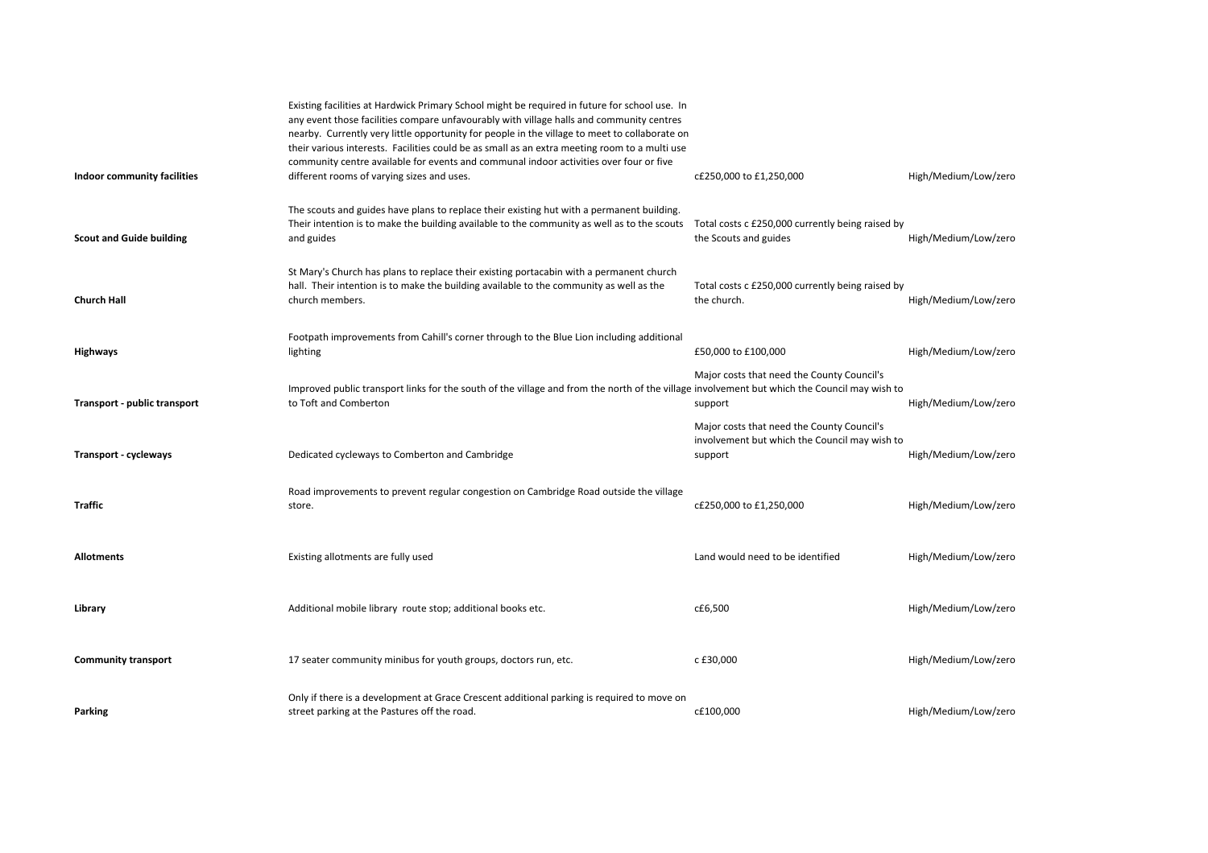| | | | |
|---|---|---|---|
| **Indoor community facilities** | Existing facilities at Hardwick Primary School might be required in future for school use. In any event those facilities compare unfavourably with village halls and community centres nearby. Currently very little opportunity for people in the village to meet to collaborate on their various interests. Facilities could be as small as an extra meeting room to a multi use community centre available for events and communal indoor activities over four or five different rooms of varying sizes and uses. | c£250,000 to £1,250,000 | High/Medium/Low/zero |
| **Scout and Guide building** | The scouts and guides have plans to replace their existing hut with a permanent building. Their intention is to make the building available to the community as well as to the scouts and guides | Total costs c £250,000 currently being raised by the Scouts and guides | High/Medium/Low/zero |
| **Church Hall** | St Mary's Church has plans to replace their existing portacabin with a permanent church hall. Their intention is to make the building available to the community as well as the church members. | Total costs c £250,000 currently being raised by the church. | High/Medium/Low/zero |
| **Highways** | Footpath improvements from Cahill's corner through to the Blue Lion including additional lighting | £50,000 to £100,000 | High/Medium/Low/zero |
| **Transport - public transport** | Improved public transport links for the south of the village and from the north of the village to Toft and Comberton | Major costs that need the County Council's involvement but which the Council may wish to support | High/Medium/Low/zero |
| **Transport - cycleways** | Dedicated cycleways to Comberton and Cambridge | Major costs that need the County Council's involvement but which the Council may wish to support | High/Medium/Low/zero |
| **Traffic** | Road improvements to prevent regular congestion on Cambridge Road outside the village store. | c£250,000 to £1,250,000 | High/Medium/Low/zero |
| **Allotments** | Existing allotments are fully used | Land would need to be identified | High/Medium/Low/zero |
| **Library** | Additional mobile library route stop; additional books etc. | c£6,500 | High/Medium/Low/zero |
| **Community transport** | 17 seater community minibus for youth groups, doctors run, etc. | c £30,000 | High/Medium/Low/zero |
| **Parking** | Only if there is a development at Grace Crescent additional parking is required to move on street parking at the Pastures off the road. | c£100,000 | High/Medium/Low/zero |